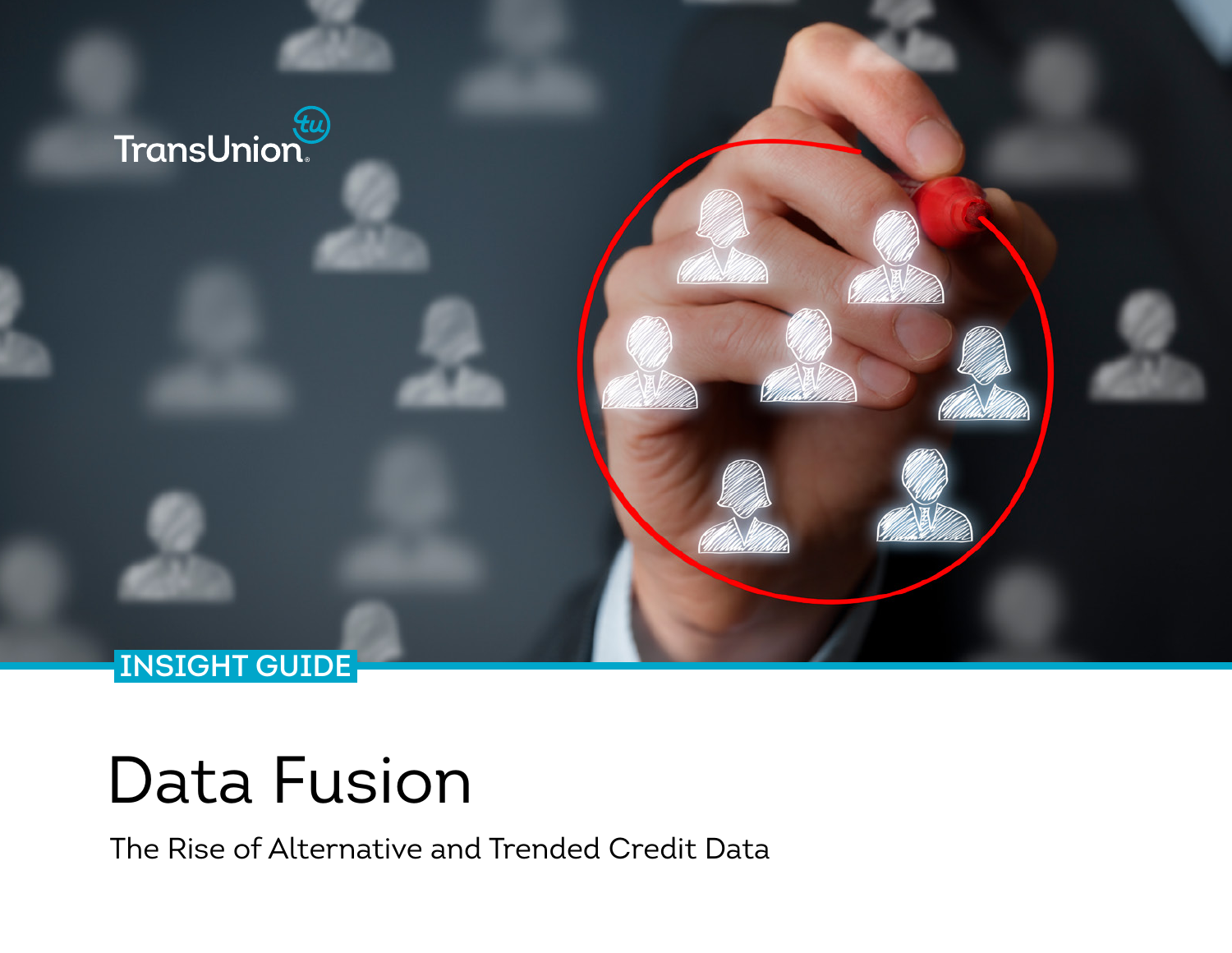TransUnion

INSIGHT GUIDE

# Data Fusion

The Rise of Alternative and Trended Credit Data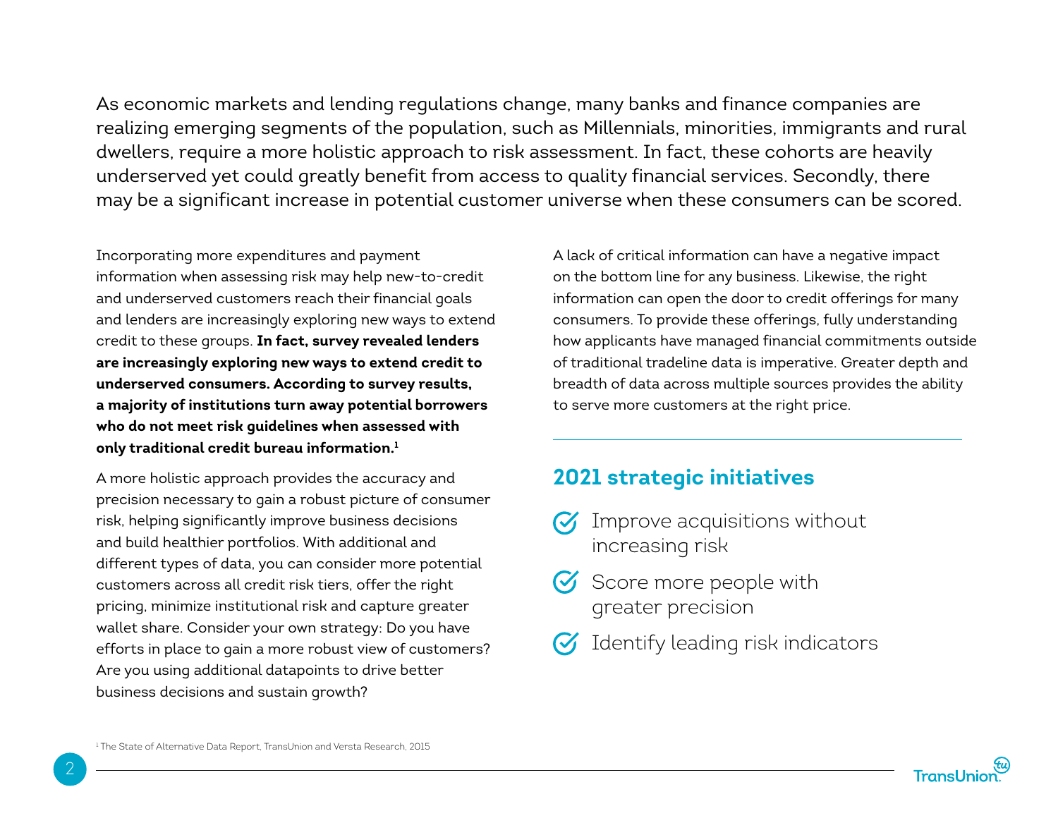As economic markets and lending regulations change, many banks and finance companies are realizing emerging segments of the population, such as Millennials, minorities, immigrants and rural dwellers, require a more holistic approach to risk assessment. In fact, these cohorts are heavily underserved yet could greatly benefit from access to quality financial services. Secondly, there may be a significant increase in potential customer universe when these consumers can be scored.

Incorporating more expenditures and payment information when assessing risk may help new-to-credit and underserved customers reach their financial goals and lenders are increasingly exploring new ways to extend credit to these groups. **In fact, survey revealed lenders are increasingly exploring new ways to extend credit to underserved consumers. According to survey results, a majority of institutions turn away potential borrowers who do not meet risk guidelines when assessed with only traditional credit bureau information.[1]**

A more holistic approach provides the accuracy and precision necessary to gain a robust picture of consumer risk, helping significantly improve business decisions and build healthier portfolios. With additional and different types of data, you can consider more potential customers across all credit risk tiers, offer the right pricing, minimize institutional risk and capture greater wallet share. Consider your own strategy: Do you have efforts in place to gain a more robust view of customers? Are you using additional datapoints to drive better business decisions and sustain growth?

A lack of critical information can have a negative impact on the bottom line for any business. Likewise, the right information can open the door to credit offerings for many consumers. To provide these offerings, fully understanding how applicants have managed financial commitments outside of traditional tradeline data is imperative. Greater depth and breadth of data across multiple sources provides the ability to serve more customers at the right price.

## 2021 strategic initiatives

- Improve acquisitions without increasing risk
- Score more people with greater precision
- Identify leading risk indicators

[1] The State of Alternative Data Report, TransUnion and Versta Research, 2015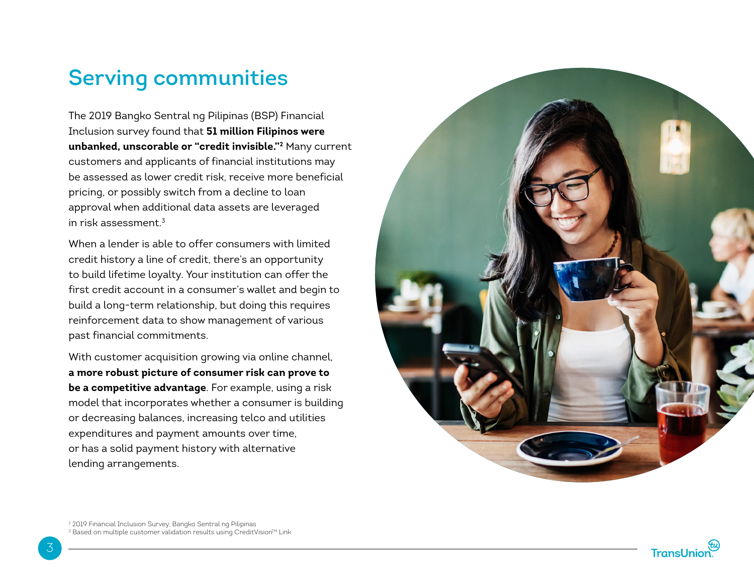# Serving communities

The 2019 Bangko Sentral ng Pilipinas (BSP) Financial Inclusion survey found that **51 million Filipinos were unbanked, unscorable or "credit invisible."[2]** Many current customers and applicants of financial institutions may be assessed as lower credit risk, receive more beneficial pricing, or possibly switch from a decline to loan approval when additional data assets are leveraged in risk assessment.[3]

When a lender is able to offer consumers with limited credit history a line of credit, there's an opportunity to build lifetime loyalty. Your institution can offer the first credit account in a consumer's wallet and begin to build a long-term relationship, but doing this requires reinforcement data to show management of various past financial commitments.

With customer acquisition growing via online channel, **a more robust picture of consumer risk can prove to be a competitive advantage**. For example, using a risk model that incorporates whether a consumer is building or decreasing balances, increasing telco and utilities expenditures and payment amounts over time, or has a solid payment history with alternative lending arrangements.

[2] 2019 Financial Inclusion Survey, Bangko Sentral ng Pilipinas
[3] Based on multiple customer validation results using CreditVision™ Link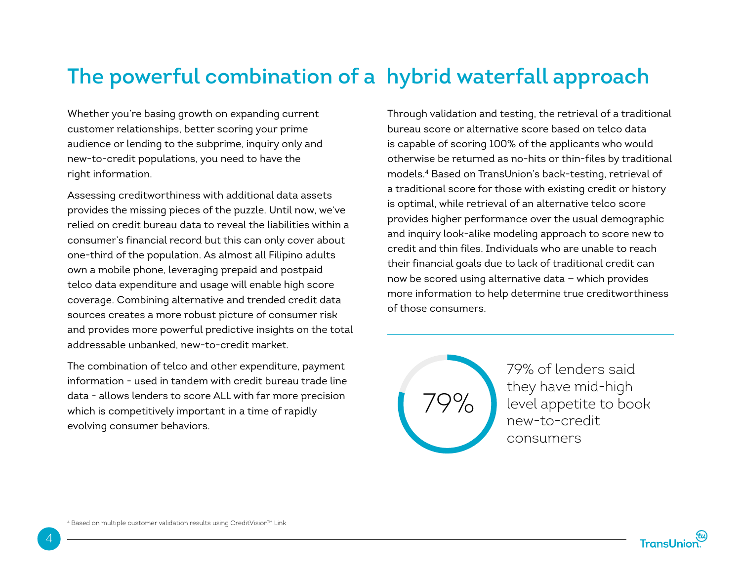# The powerful combination of a hybrid waterfall approach

Whether you're basing growth on expanding current customer relationships, better scoring your prime audience or lending to the subprime, inquiry only and new-to-credit populations, you need to have the right information.

Assessing creditworthiness with additional data assets provides the missing pieces of the puzzle. Until now, we've relied on credit bureau data to reveal the liabilities within a consumer's financial record but this can only cover about one-third of the population. As almost all Filipino adults own a mobile phone, leveraging prepaid and postpaid telco data expenditure and usage will enable high score coverage. Combining alternative and trended credit data sources creates a more robust picture of consumer risk and provides more powerful predictive insights on the total addressable unbanked, new-to-credit market.

The combination of telco and other expenditure, payment information - used in tandem with credit bureau trade line data - allows lenders to score ALL with far more precision which is competitively important in a time of rapidly evolving consumer behaviors.

Through validation and testing, the retrieval of a traditional bureau score or alternative score based on telco data is capable of scoring 100% of the applicants who would otherwise be returned as no-hits or thin-files by traditional models.[4] Based on TransUnion's back-testing, retrieval of a traditional score for those with existing credit or history is optimal, while retrieval of an alternative telco score provides higher performance over the usual demographic and inquiry look-alike modeling approach to score new to credit and thin files. Individuals who are unable to reach their financial goals due to lack of traditional credit can now be scored using alternative data – which provides more information to help determine true creditworthiness of those consumers.

---

**79%**

79% of lenders said they have mid-high level appetite to book new-to-credit consumers

[4] Based on multiple customer validation results using CreditVision™ Link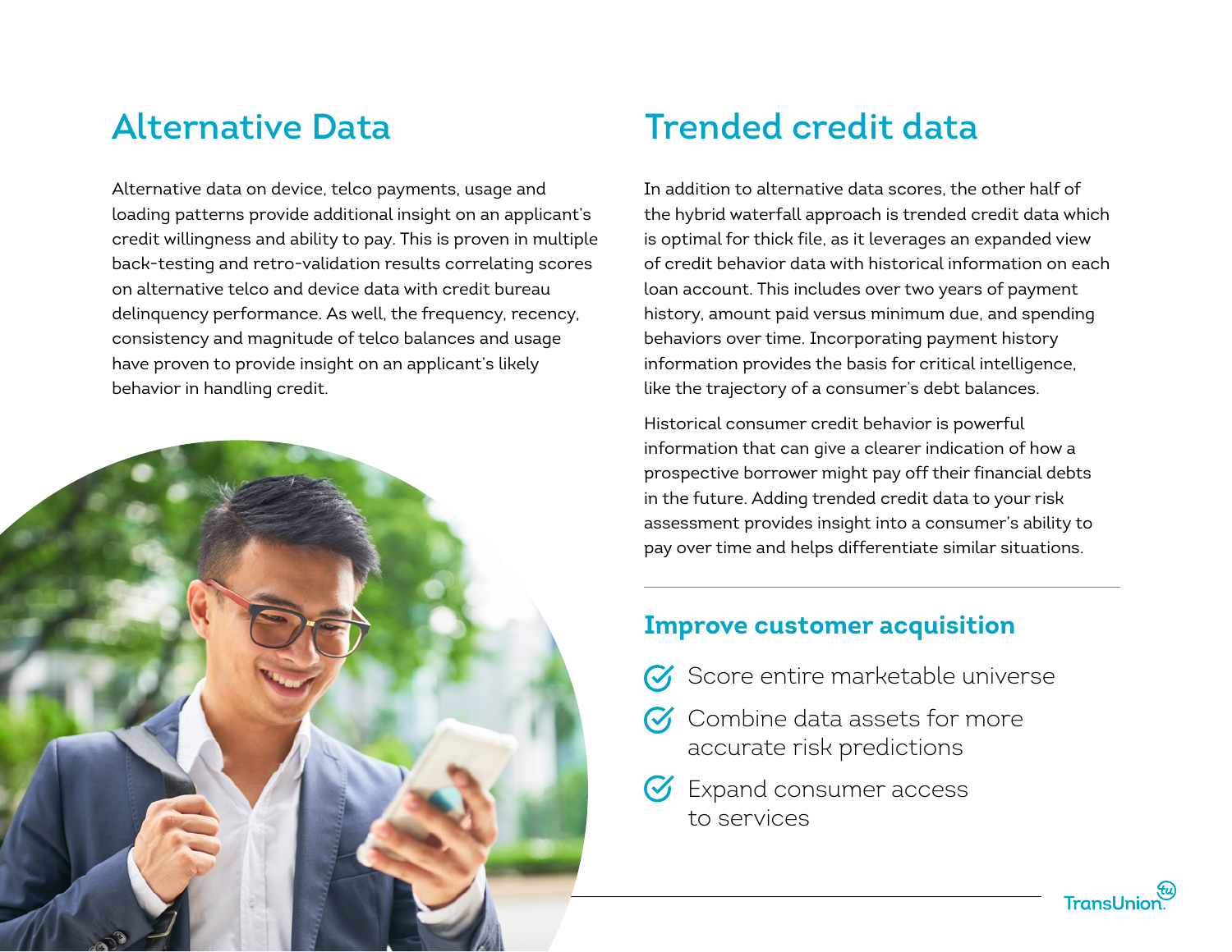## Alternative Data

Alternative data on device, telco payments, usage and loading patterns provide additional insight on an applicant's credit willingness and ability to pay. This is proven in multiple back-testing and retro-validation results correlating scores on alternative telco and device data with credit bureau delinquency performance. As well, the frequency, recency, consistency and magnitude of telco balances and usage have proven to provide insight on an applicant's likely behavior in handling credit.

## Trended credit data

In addition to alternative data scores, the other half of the hybrid waterfall approach is trended credit data which is optimal for thick file, as it leverages an expanded view of credit behavior data with historical information on each loan account. This includes over two years of payment history, amount paid versus minimum due, and spending behaviors over time. Incorporating payment history information provides the basis for critical intelligence, like the trajectory of a consumer's debt balances.

Historical consumer credit behavior is powerful information that can give a clearer indication of how a prospective borrower might pay off their financial debts in the future. Adding trended credit data to your risk assessment provides insight into a consumer's ability to pay over time and helps differentiate similar situations.

### Improve customer acquisition

- Score entire marketable universe
- Combine data assets for more accurate risk predictions
- Expand consumer access to services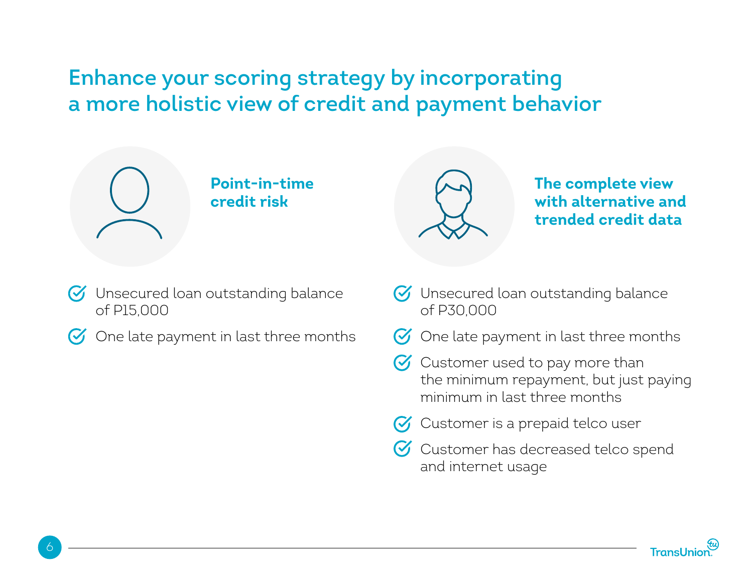# Enhance your scoring strategy by incorporating a more holistic view of credit and payment behavior

### Point-in-time credit risk

- Unsecured loan outstanding balance of P15,000
- One late payment in last three months

### The complete view with alternative and trended credit data

- Unsecured loan outstanding balance of P30,000
- One late payment in last three months
- Customer used to pay more than the minimum repayment, but just paying minimum in last three months
- Customer is a prepaid telco user
- Customer has decreased telco spend and internet usage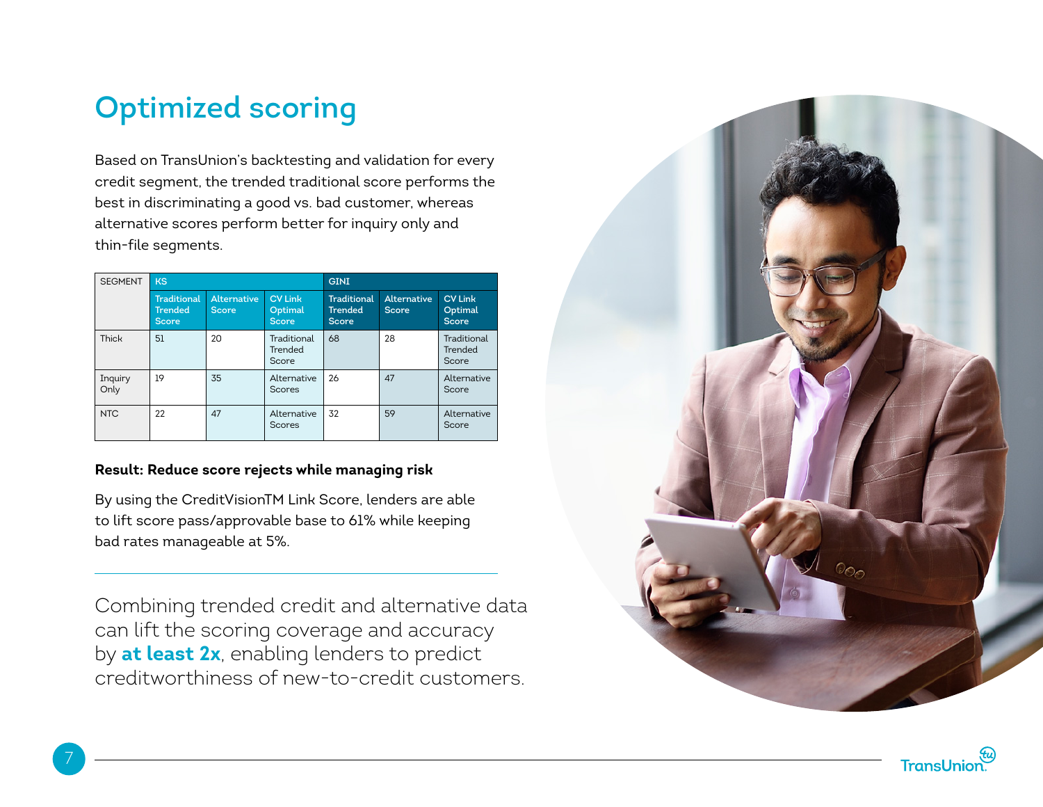# Optimized scoring

Based on TransUnion's backtesting and validation for every credit segment, the trended traditional score performs the best in discriminating a good vs. bad customer, whereas alternative scores perform better for inquiry only and thin-file segments.

| SEGMENT | KS | | | GINI | | |
|---|---|---|---|---|---|---|
| | Traditional Trended Score | Alternative Score | CV Link Optimal Score | Traditional Trended Score | Alternative Score | CV Link Optimal Score |
| Thick | 51 | 20 | Traditional Trended Score | 68 | 28 | Traditional Trended Score |
| Inquiry Only | 19 | 35 | Alternative Scores | 26 | 47 | Alternative Score |
| NTC | 22 | 47 | Alternative Scores | 32 | 59 | Alternative Score |

**Result: Reduce score rejects while managing risk**

By using the CreditVisionTM Link Score, lenders are able to lift score pass/approvable base to 61% while keeping bad rates manageable at 5%.

Combining trended credit and alternative data can lift the scoring coverage and accuracy by **at least 2x**, enabling lenders to predict creditworthiness of new-to-credit customers.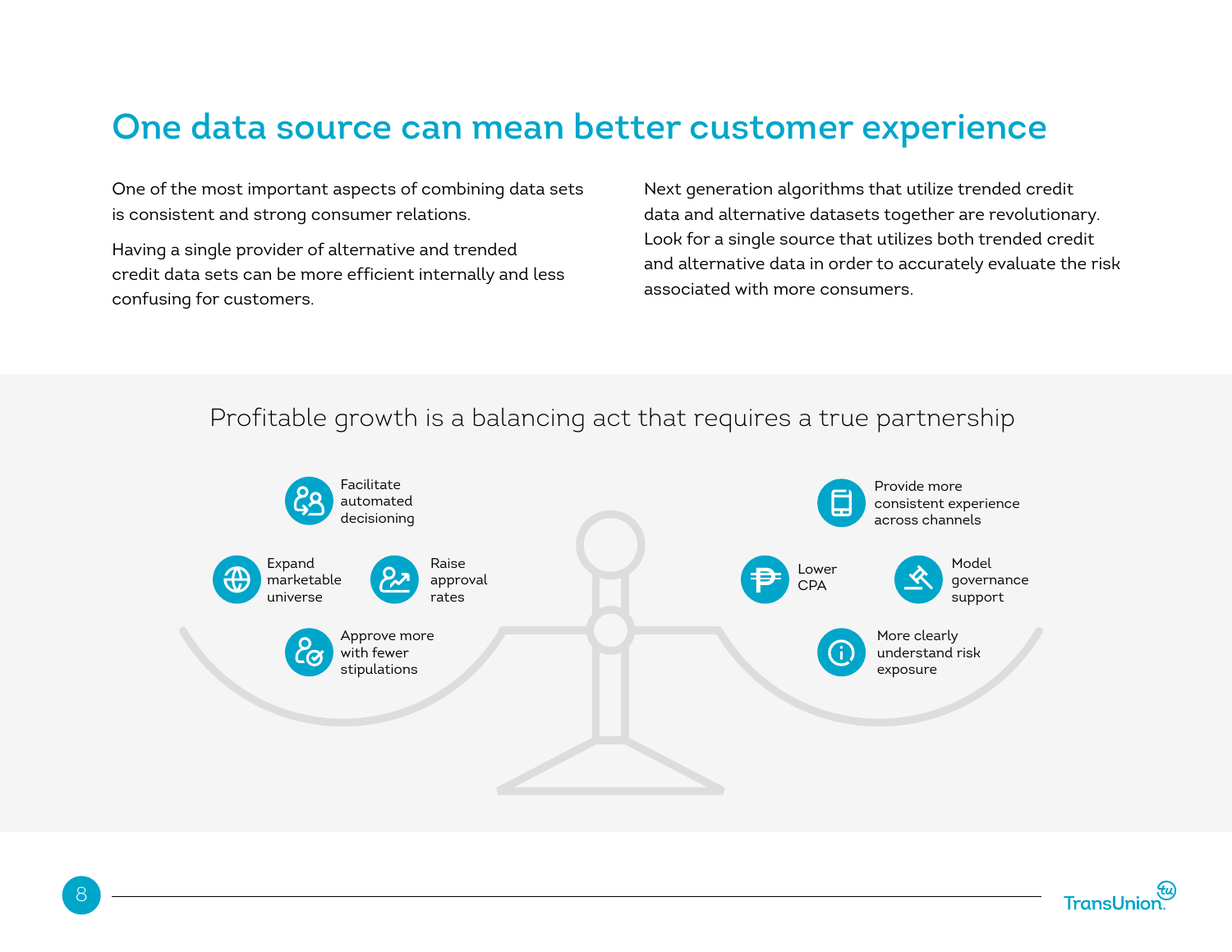# One data source can mean better customer experience

One of the most important aspects of combining data sets is consistent and strong consumer relations.

Having a single provider of alternative and trended credit data sets can be more efficient internally and less confusing for customers.

Next generation algorithms that utilize trended credit data and alternative datasets together are revolutionary. Look for a single source that utilizes both trended credit and alternative data in order to accurately evaluate the risk associated with more consumers.

## Profitable growth is a balancing act that requires a true partnership

- Facilitate automated decisioning
- Expand marketable universe
- Raise approval rates
- Approve more with fewer stipulations

- Provide more consistent experience across channels
- Lower CPA
- Model governance support
- More clearly understand risk exposure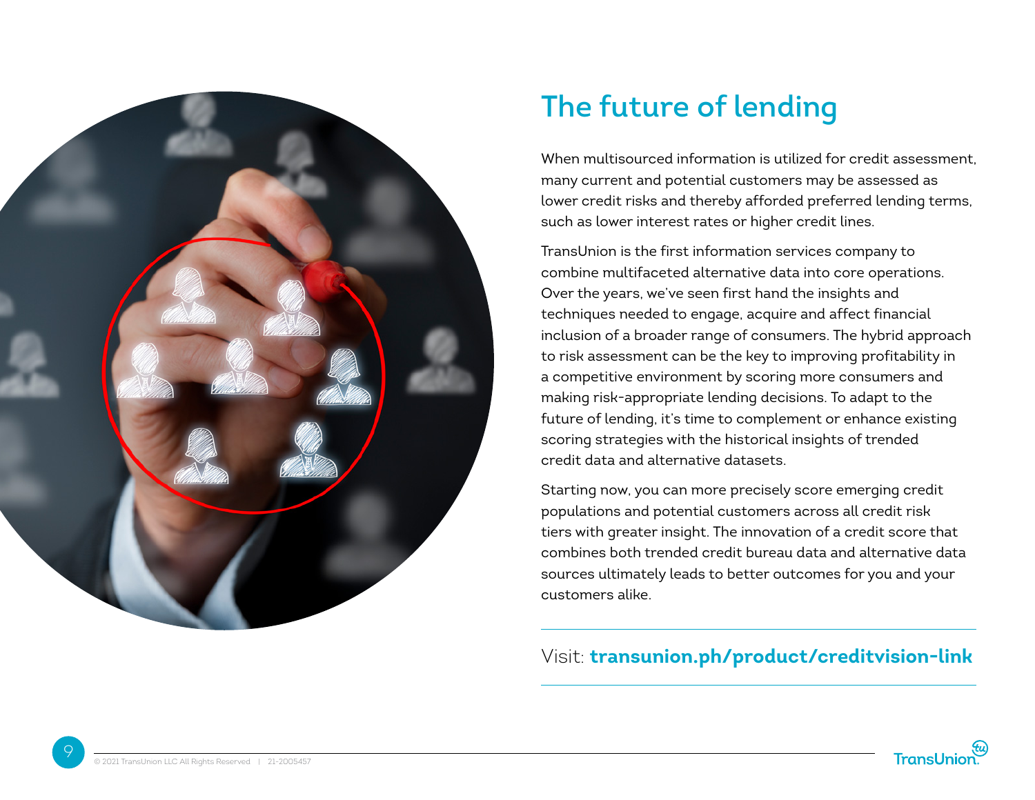# The future of lending

When multisourced information is utilized for credit assessment, many current and potential customers may be assessed as lower credit risks and thereby afforded preferred lending terms, such as lower interest rates or higher credit lines.

TransUnion is the first information services company to combine multifaceted alternative data into core operations. Over the years, we've seen first hand the insights and techniques needed to engage, acquire and affect financial inclusion of a broader range of consumers. The hybrid approach to risk assessment can be the key to improving profitability in a competitive environment by scoring more consumers and making risk-appropriate lending decisions. To adapt to the future of lending, it's time to complement or enhance existing scoring strategies with the historical insights of trended credit data and alternative datasets.

Starting now, you can more precisely score emerging credit populations and potential customers across all credit risk tiers with greater insight. The innovation of a credit score that combines both trended credit bureau data and alternative data sources ultimately leads to better outcomes for you and your customers alike.

Visit: **transunion.ph/product/creditvision-link**

© 2021 TransUnion LLC All Rights Reserved | 21-2005457